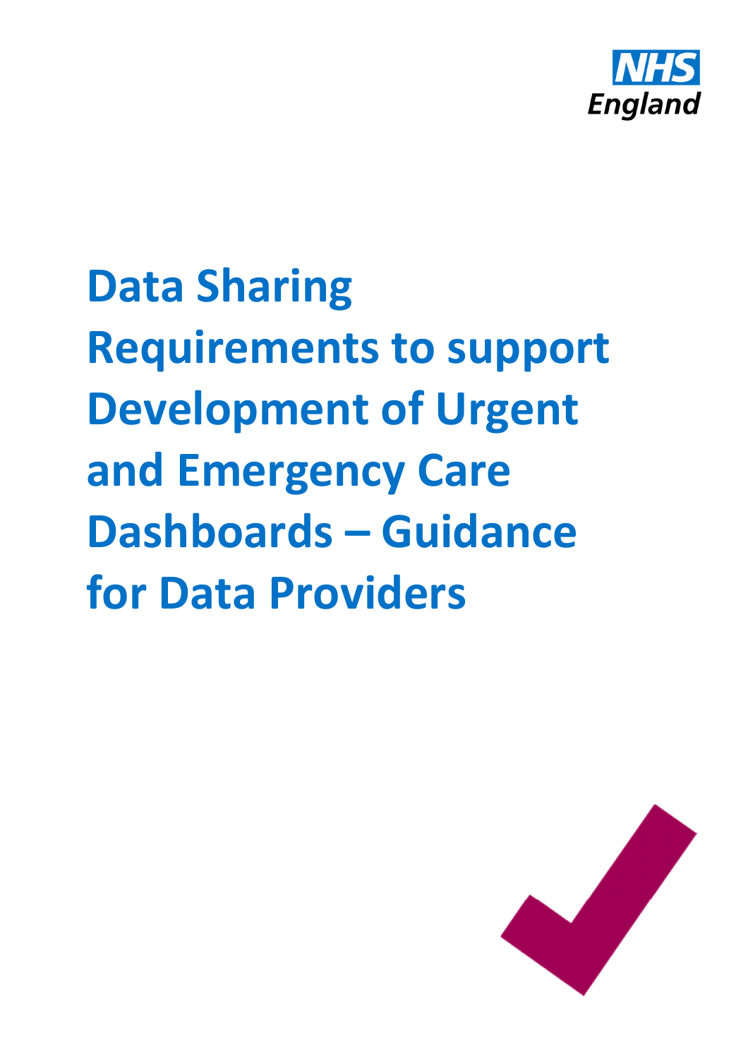NHS England

# Data Sharing Requirements to support Development of Urgent and Emergency Care Dashboards – Guidance for Data Providers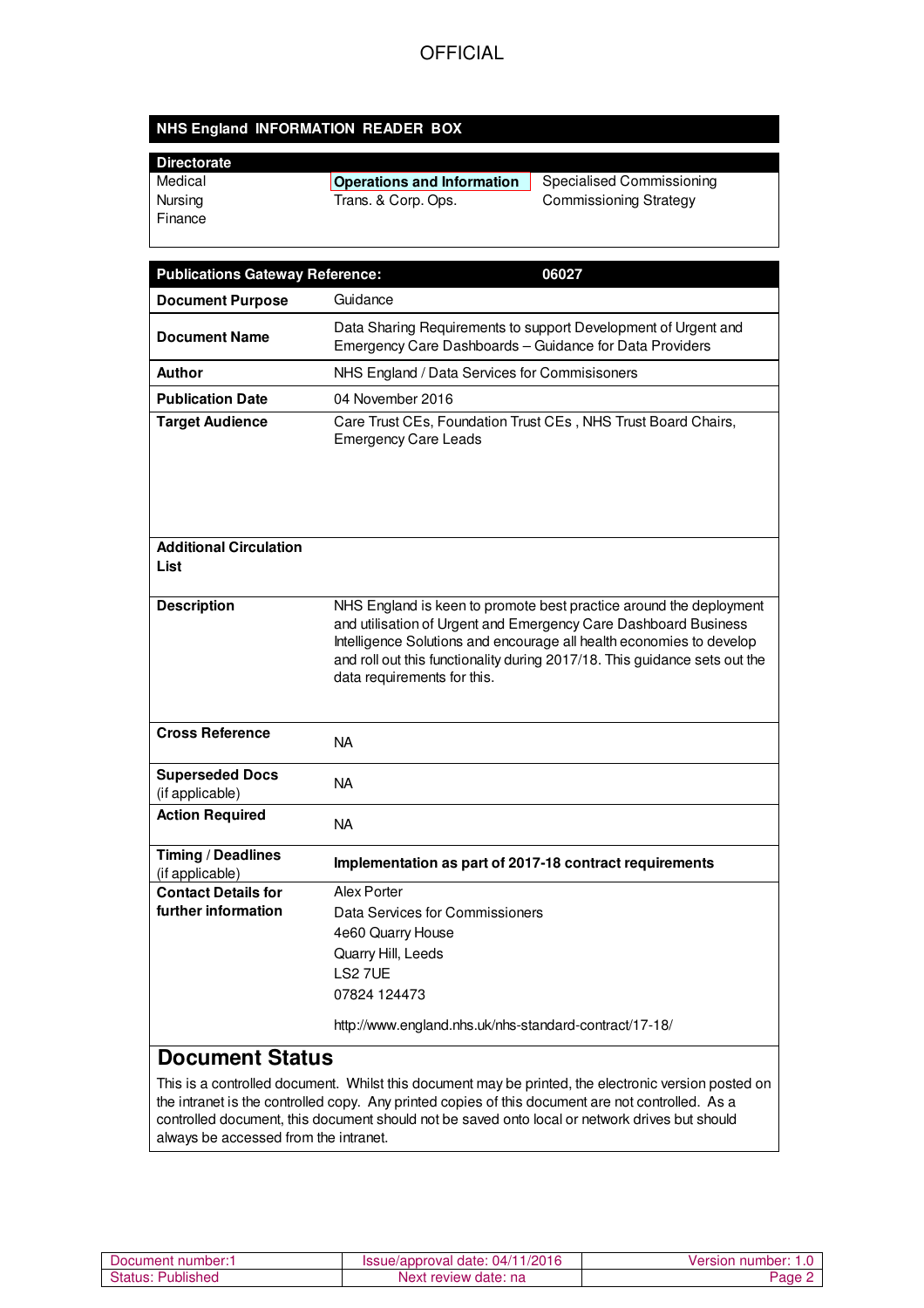OFFICIAL

| NHS England INFORMATION READER BOX | | |
|---|---|---|
| **Directorate** | | |
| Medical | **Operations and Information** | Specialised Commissioning |
| Nursing | Trans. & Corp. Ops. | Commissioning Strategy |
| Finance | | |

| **Publications Gateway Reference:** | **06027** |
|---|---|
| **Document Purpose** | Guidance |
| **Document Name** | Data Sharing Requirements to support Development of Urgent and Emergency Care Dashboards – Guidance for Data Providers |
| **Author** | NHS England / Data Services for Commisisoners |
| **Publication Date** | 04 November 2016 |
| **Target Audience** | Care Trust CEs, Foundation Trust CEs , NHS Trust Board Chairs, Emergency Care Leads |
| **Additional Circulation List** | |
| **Description** | NHS England is keen to promote best practice around the deployment and utilisation of Urgent and Emergency Care Dashboard Business Intelligence Solutions and encourage all health economies to develop and roll out this functionality during 2017/18. This guidance sets out the data requirements for this. |
| **Cross Reference** | NA |
| **Superseded Docs** (if applicable) | NA |
| **Action Required** | NA |
| **Timing / Deadlines** (if applicable) | **Implementation as part of 2017-18 contract requirements** |
| **Contact Details for further information** | Alex Porter<br>Data Services for Commissioners<br>4e60 Quarry House<br>Quarry Hill, Leeds<br>LS2 7UE<br>07824 124473<br><br>http://www.england.nhs.uk/nhs-standard-contract/17-18/ |

## Document Status

This is a controlled document. Whilst this document may be printed, the electronic version posted on the intranet is the controlled copy. Any printed copies of this document are not controlled. As a controlled document, this document should not be saved onto local or network drives but should always be accessed from the intranet.

| Document number:1 | Issue/approval date: 04/11/2016 | Version number: 1.0 |
|---|---|---|
| Status: Published | Next review date: na | |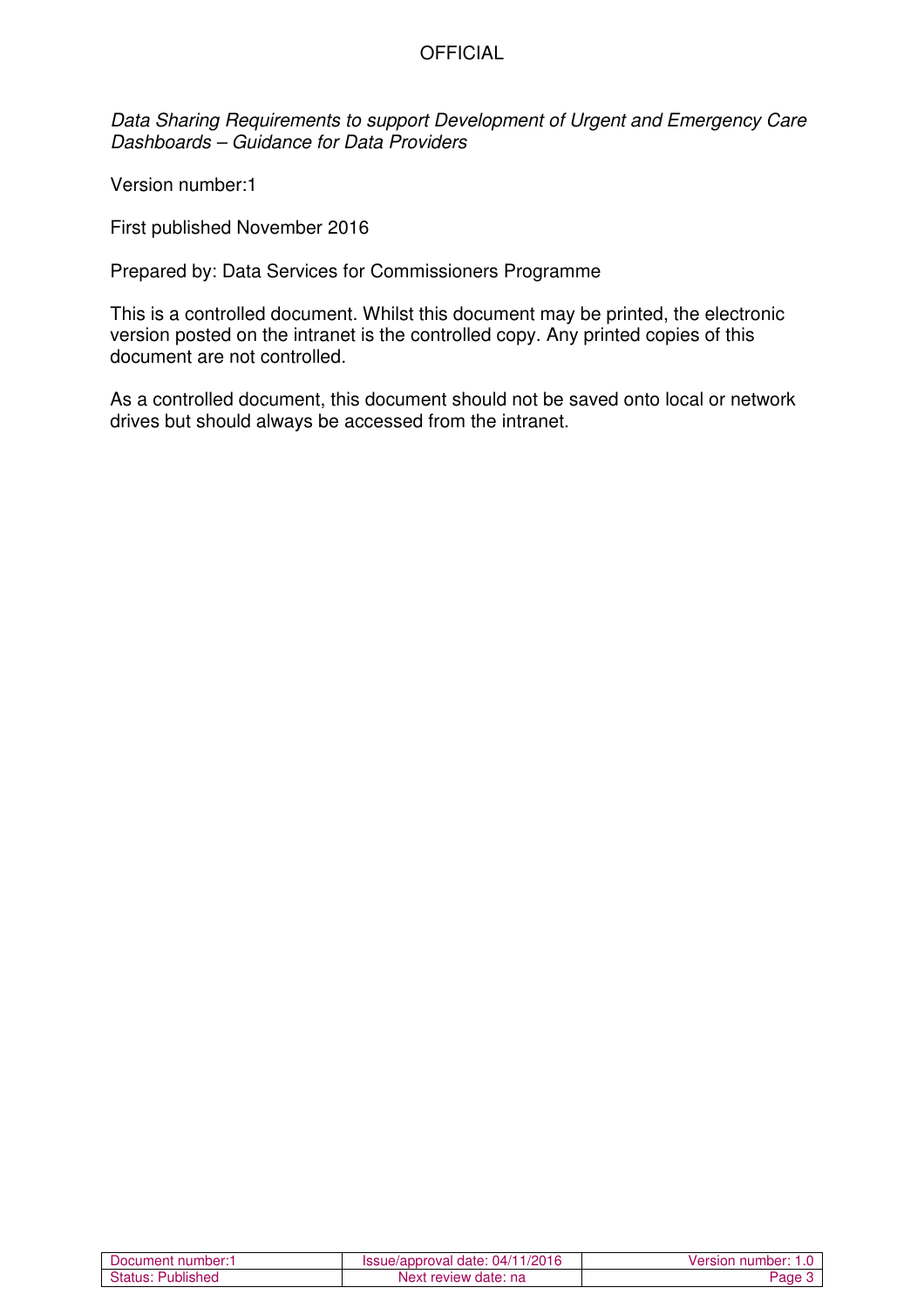*Data Sharing Requirements to support Development of Urgent and Emergency Care Dashboards – Guidance for Data Providers*

Version number:1

First published November 2016

Prepared by: Data Services for Commissioners Programme

This is a controlled document. Whilst this document may be printed, the electronic version posted on the intranet is the controlled copy. Any printed copies of this document are not controlled.

As a controlled document, this document should not be saved onto local or network drives but should always be accessed from the intranet.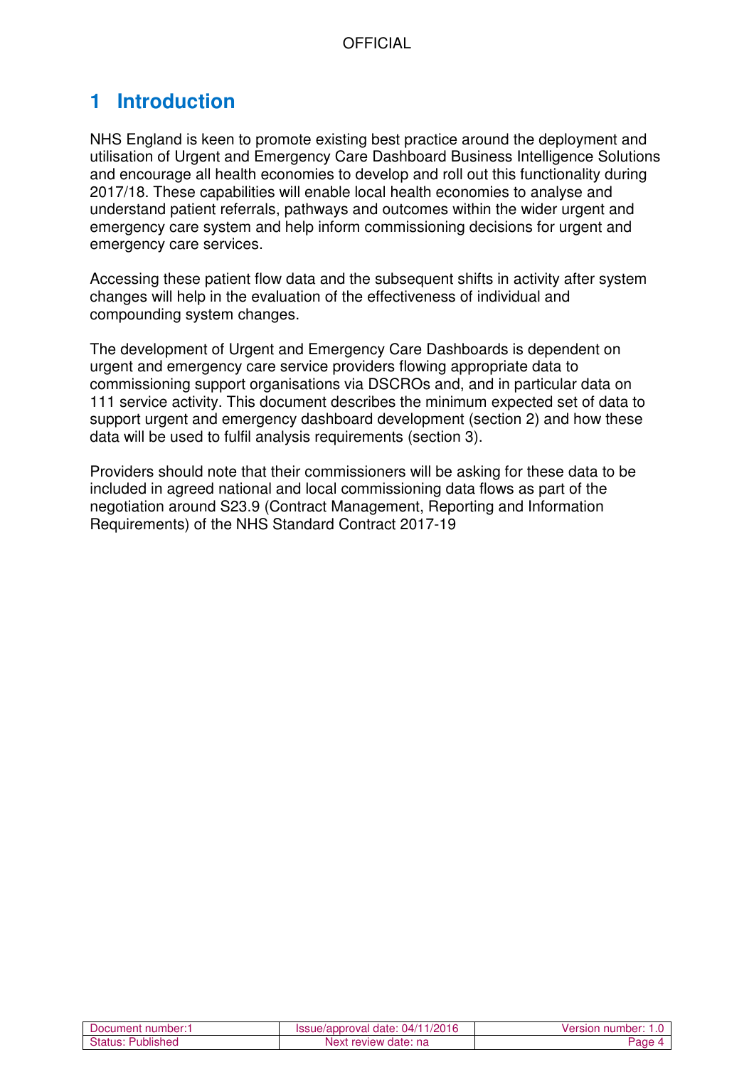# 1 Introduction

NHS England is keen to promote existing best practice around the deployment and utilisation of Urgent and Emergency Care Dashboard Business Intelligence Solutions and encourage all health economies to develop and roll out this functionality during 2017/18. These capabilities will enable local health economies to analyse and understand patient referrals, pathways and outcomes within the wider urgent and emergency care system and help inform commissioning decisions for urgent and emergency care services.

Accessing these patient flow data and the subsequent shifts in activity after system changes will help in the evaluation of the effectiveness of individual and compounding system changes.

The development of Urgent and Emergency Care Dashboards is dependent on urgent and emergency care service providers flowing appropriate data to commissioning support organisations via DSCROs and, and in particular data on 111 service activity. This document describes the minimum expected set of data to support urgent and emergency dashboard development (section 2) and how these data will be used to fulfil analysis requirements (section 3).

Providers should note that their commissioners will be asking for these data to be included in agreed national and local commissioning data flows as part of the negotiation around S23.9 (Contract Management, Reporting and Information Requirements) of the NHS Standard Contract 2017-19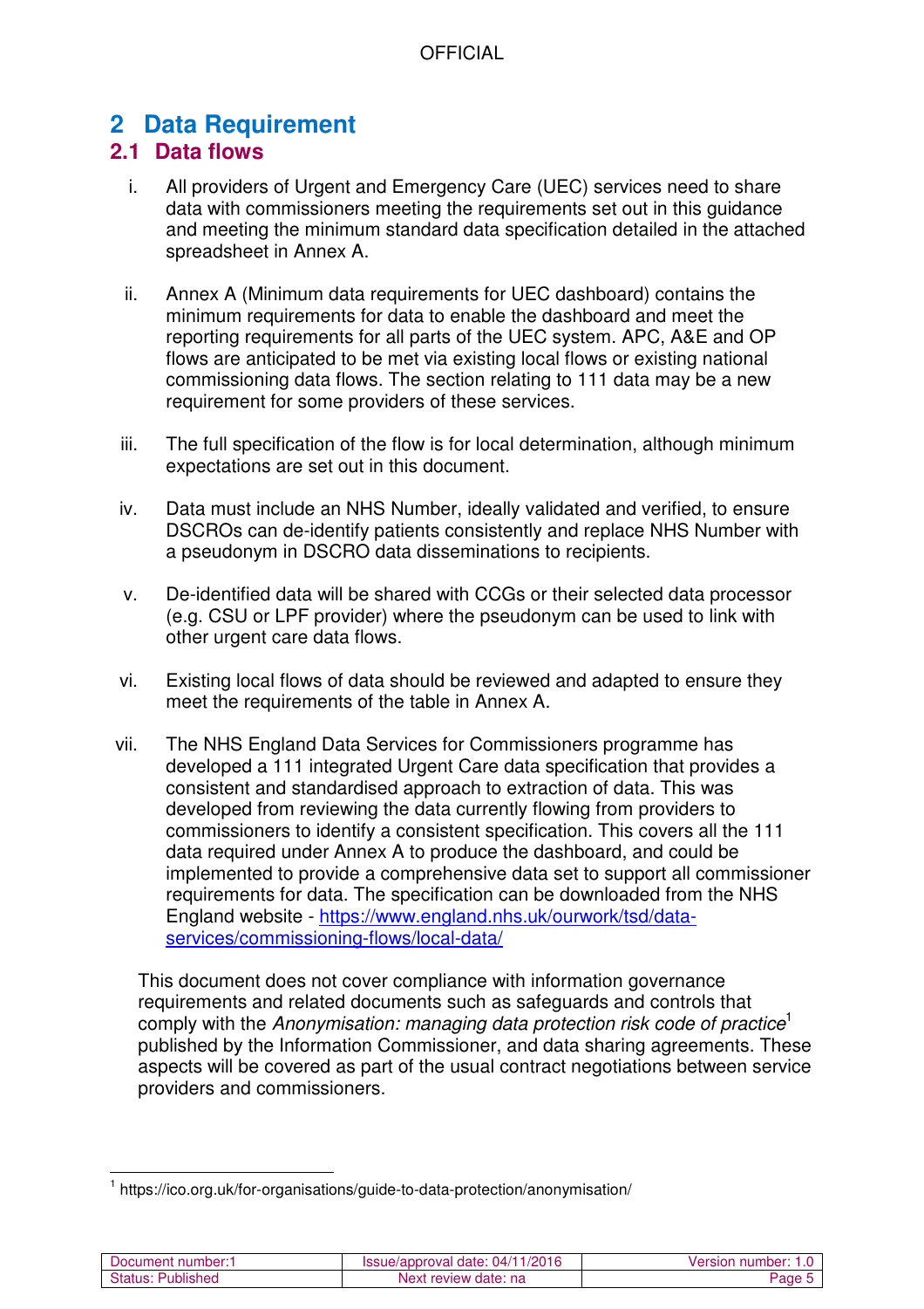# 2 Data Requirement

## 2.1 Data flows

i. All providers of Urgent and Emergency Care (UEC) services need to share data with commissioners meeting the requirements set out in this guidance and meeting the minimum standard data specification detailed in the attached spreadsheet in Annex A.

ii. Annex A (Minimum data requirements for UEC dashboard) contains the minimum requirements for data to enable the dashboard and meet the reporting requirements for all parts of the UEC system. APC, A&E and OP flows are anticipated to be met via existing local flows or existing national commissioning data flows. The section relating to 111 data may be a new requirement for some providers of these services.

iii. The full specification of the flow is for local determination, although minimum expectations are set out in this document.

iv. Data must include an NHS Number, ideally validated and verified, to ensure DSCROs can de-identify patients consistently and replace NHS Number with a pseudonym in DSCRO data disseminations to recipients.

v. De-identified data will be shared with CCGs or their selected data processor (e.g. CSU or LPF provider) where the pseudonym can be used to link with other urgent care data flows.

vi. Existing local flows of data should be reviewed and adapted to ensure they meet the requirements of the table in Annex A.

vii. The NHS England Data Services for Commissioners programme has developed a 111 integrated Urgent Care data specification that provides a consistent and standardised approach to extraction of data. This was developed from reviewing the data currently flowing from providers to commissioners to identify a consistent specification. This covers all the 111 data required under Annex A to produce the dashboard, and could be implemented to provide a comprehensive data set to support all commissioner requirements for data. The specification can be downloaded from the NHS England website - [https://www.england.nhs.uk/ourwork/tsd/data-services/commissioning-flows/local-data/](https://www.england.nhs.uk/ourwork/tsd/data-services/commissioning-flows/local-data/)

This document does not cover compliance with information governance requirements and related documents such as safeguards and controls that comply with the *Anonymisation: managing data protection risk code of practice*[1] published by the Information Commissioner, and data sharing agreements. These aspects will be covered as part of the usual contract negotiations between service providers and commissioners.

[1] https://ico.org.uk/for-organisations/guide-to-data-protection/anonymisation/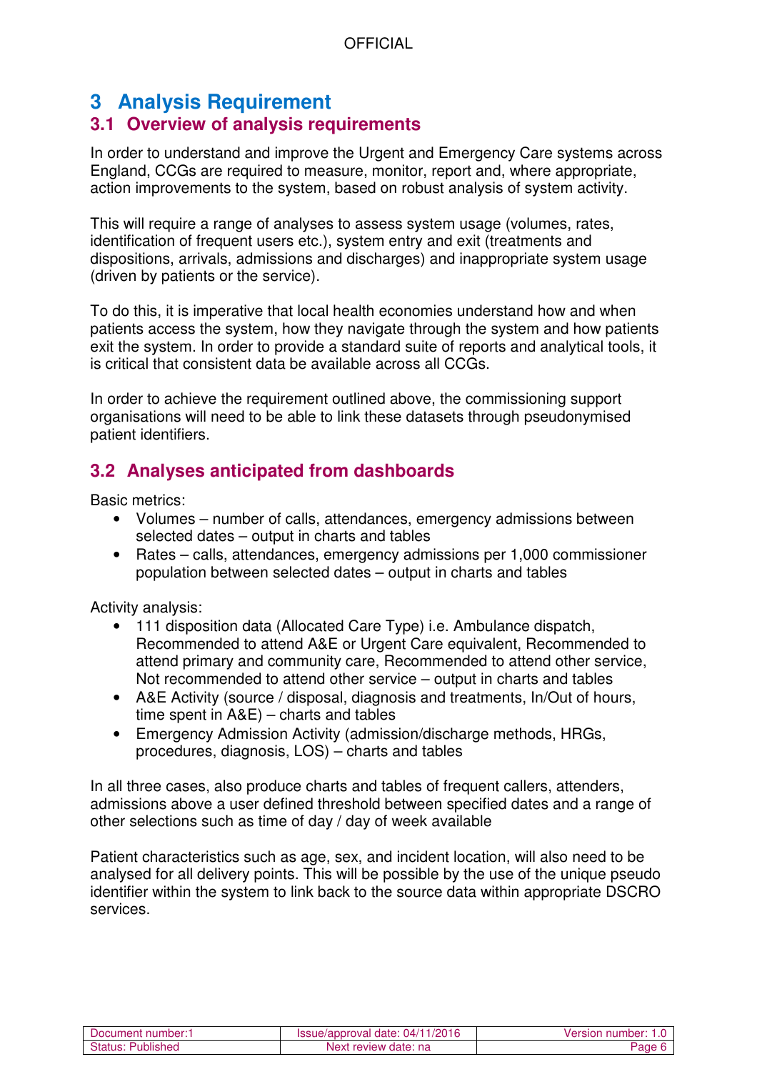# 3 Analysis Requirement

## 3.1 Overview of analysis requirements

In order to understand and improve the Urgent and Emergency Care systems across England, CCGs are required to measure, monitor, report and, where appropriate, action improvements to the system, based on robust analysis of system activity.

This will require a range of analyses to assess system usage (volumes, rates, identification of frequent users etc.), system entry and exit (treatments and dispositions, arrivals, admissions and discharges) and inappropriate system usage (driven by patients or the service).

To do this, it is imperative that local health economies understand how and when patients access the system, how they navigate through the system and how patients exit the system. In order to provide a standard suite of reports and analytical tools, it is critical that consistent data be available across all CCGs.

In order to achieve the requirement outlined above, the commissioning support organisations will need to be able to link these datasets through pseudonymised patient identifiers.

## 3.2 Analyses anticipated from dashboards

Basic metrics:

- Volumes – number of calls, attendances, emergency admissions between selected dates – output in charts and tables
- Rates – calls, attendances, emergency admissions per 1,000 commissioner population between selected dates – output in charts and tables

Activity analysis:

- 111 disposition data (Allocated Care Type) i.e. Ambulance dispatch, Recommended to attend A&E or Urgent Care equivalent, Recommended to attend primary and community care, Recommended to attend other service, Not recommended to attend other service – output in charts and tables
- A&E Activity (source / disposal, diagnosis and treatments, In/Out of hours, time spent in A&E) – charts and tables
- Emergency Admission Activity (admission/discharge methods, HRGs, procedures, diagnosis, LOS) – charts and tables

In all three cases, also produce charts and tables of frequent callers, attenders, admissions above a user defined threshold between specified dates and a range of other selections such as time of day / day of week available

Patient characteristics such as age, sex, and incident location, will also need to be analysed for all delivery points. This will be possible by the use of the unique pseudo identifier within the system to link back to the source data within appropriate DSCRO services.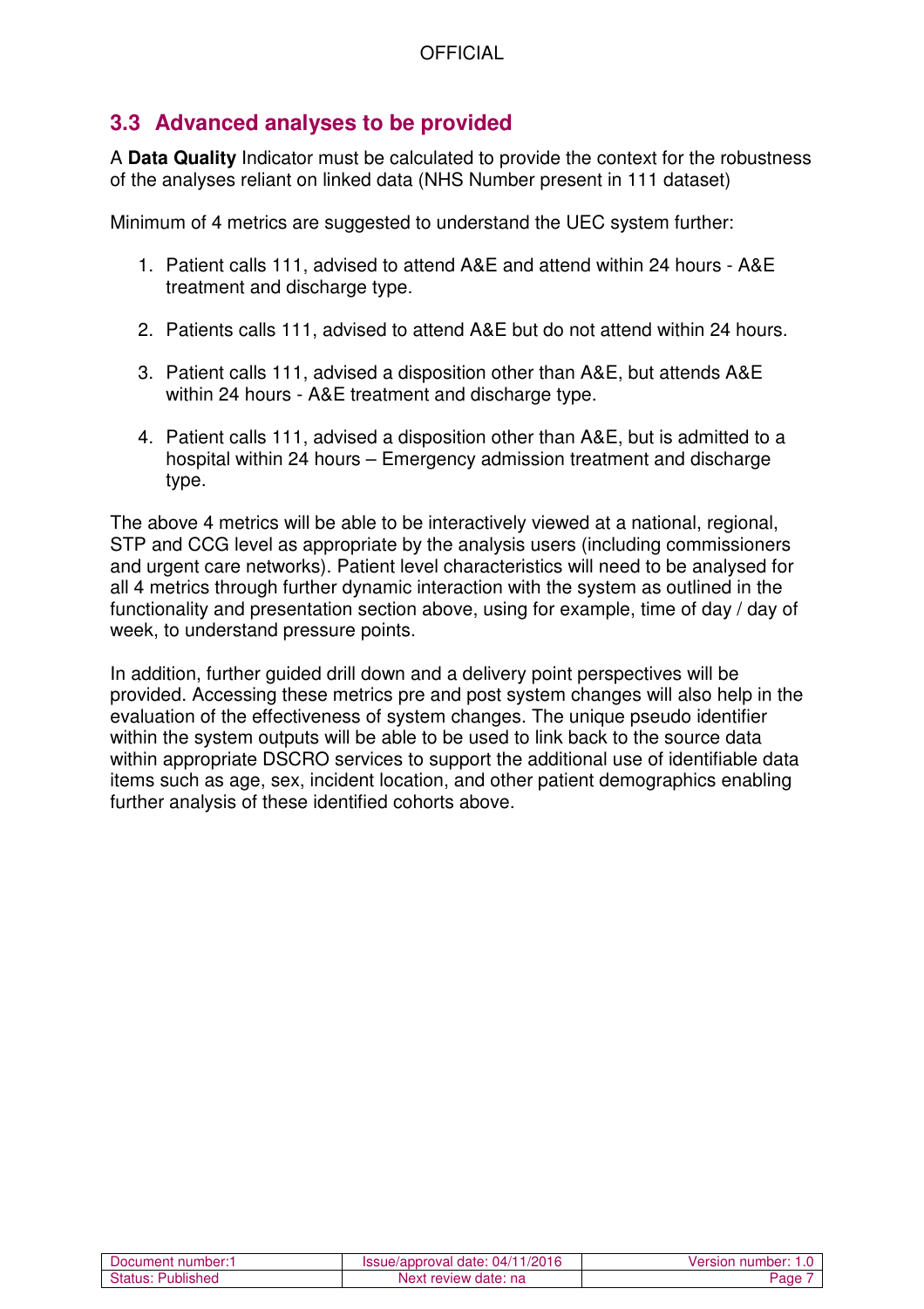## 3.3 Advanced analyses to be provided

A **Data Quality** Indicator must be calculated to provide the context for the robustness of the analyses reliant on linked data (NHS Number present in 111 dataset)

Minimum of 4 metrics are suggested to understand the UEC system further:

1. Patient calls 111, advised to attend A&E and attend within 24 hours - A&E treatment and discharge type.

2. Patients calls 111, advised to attend A&E but do not attend within 24 hours.

3. Patient calls 111, advised a disposition other than A&E, but attends A&E within 24 hours - A&E treatment and discharge type.

4. Patient calls 111, advised a disposition other than A&E, but is admitted to a hospital within 24 hours – Emergency admission treatment and discharge type.

The above 4 metrics will be able to be interactively viewed at a national, regional, STP and CCG level as appropriate by the analysis users (including commissioners and urgent care networks). Patient level characteristics will need to be analysed for all 4 metrics through further dynamic interaction with the system as outlined in the functionality and presentation section above, using for example, time of day / day of week, to understand pressure points.

In addition, further guided drill down and a delivery point perspectives will be provided. Accessing these metrics pre and post system changes will also help in the evaluation of the effectiveness of system changes. The unique pseudo identifier within the system outputs will be able to be used to link back to the source data within appropriate DSCRO services to support the additional use of identifiable data items such as age, sex, incident location, and other patient demographics enabling further analysis of these identified cohorts above.